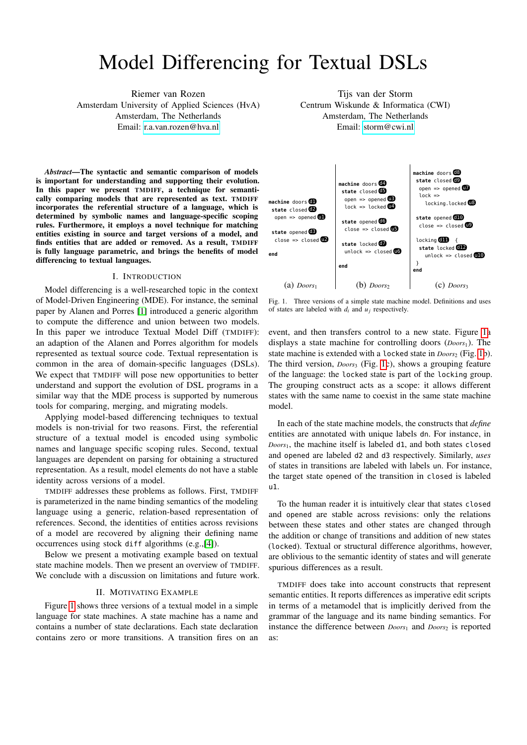# Model Differencing for Textual DSLs

Riemer van Rozen
Amsterdam University of Applied Sciences (HvA)
Amsterdam, The Netherlands
Email: r.a.van.rozen@hva.nl

Tijs van der Storm
Centrum Wiskunde & Informatica (CWI)
Amsterdam, The Netherlands
Email: storm@cwi.nl

***Abstract*—The syntactic and semantic comparison of models is important for understanding and supporting their evolution. In this paper we present TMDIFF, a technique for semantically comparing models that are represented as text. TMDIFF incorporates the referential structure of a language, which is determined by symbolic names and language-specific scoping rules. Furthermore, it employs a novel technique for matching entities existing in source and target versions of a model, and finds entities that are added or removed. As a result, TMDIFF is fully language parametric, and brings the benefits of model differencing to textual languages.**

## I. Introduction

Model differencing is a well-researched topic in the context of Model-Driven Engineering (MDE). For instance, the seminal paper by Alanen and Porres [1] introduced a generic algorithm to compute the difference and union between two models. In this paper we introduce Textual Model Diff (TMDIFF): an adaption of the Alanen and Porres algorithm for models represented as textual source code. Textual representation is common in the area of domain-specific languages (DSLs). We expect that TMDIFF will pose new opportunities to better understand and support the evolution of DSL programs in a similar way that the MDE process is supported by numerous tools for comparing, merging, and migrating models.

Applying model-based differencing techniques to textual models is non-trivial for two reasons. First, the referential structure of a textual model is encoded using symbolic names and language specific scoping rules. Second, textual languages are dependent on parsing for obtaining a structured representation. As a result, model elements do not have a stable identity across versions of a model.

TMDIFF addresses these problems as follows. First, TMDIFF is parameterized in the name binding semantics of the modeling language using a generic, relation-based representation of references. Second, the identities of entities across revisions of a model are recovered by aligning their defining name occurrences using stock `diff` algorithms (e.g.,[4]).

Below we present a motivating example based on textual state machine models. Then we present an overview of TMDIFF. We conclude with a discussion on limitations and future work.

## II. Motivating Example

Figure 1 shows three versions of a textual model in a simple language for state machines. A state machine has a name and contains a number of state declarations. Each state declaration contains zero or more transitions. A transition fires on an event, and then transfers control to a new state. Figure 1a displays a state machine for controlling doors ($Doors_1$). The state machine is extended with a `locked` state in $Doors_2$ (Fig. 1b). The third version, $Doors_3$ (Fig. 1c), shows a grouping feature of the language: the `locked` state is part of the `locking` group. The grouping construct acts as a scope: it allows different states with the same name to coexist in the same state machine model.

```
machine doors d1
 state closed d2
  open => opened u1

 state opened d3
  close => closed u2

end
```

(a) $Doors_1$

```
machine doors d4
 state closed d5
  open => opened u3
  lock => locked u4

 state opened d6
  close => closed u5

 state locked d7
  unlock => closed u6

end
```

(b) $Doors_2$

```
machine doors d8
 state closed d9
  open => opened u7
  lock =>
   locking.locked u8

 state opened d10
  close => closed u9

 locking d11 {
  state locked d12
   unlock => closed u10
 }
end
```

(c) $Doors_3$

Fig. 1. Three versions of a simple state machine model. Definitions and uses of states are labeled with $d_i$ and $u_j$ respectively.

In each of the state machine models, the constructs that *define* entities are annotated with unique labels dn. For instance, in $Doors_1$, the machine itself is labeled `d1`, and both states `closed` and `opened` are labeled `d2` and `d3` respectively. Similarly, *uses* of states in transitions are labeled with labels `un`. For instance, the target state `opened` of the transition in `closed` is labeled `u1`.

To the human reader it is intuitively clear that states `closed` and `opened` are stable across revisions: only the relations between these states and other states are changed through the addition or change of transitions and addition of new states (`locked`). Textual or structural difference algorithms, however, are oblivious to the semantic identity of states and will generate spurious differences as a result.

TMDIFF does take into account constructs that represent semantic entities. It reports differences as imperative edit scripts in terms of a metamodel that is implicitly derived from the grammar of the language and its name binding semantics. For instance the difference between $Doors_1$ and $Doors_2$ is reported as: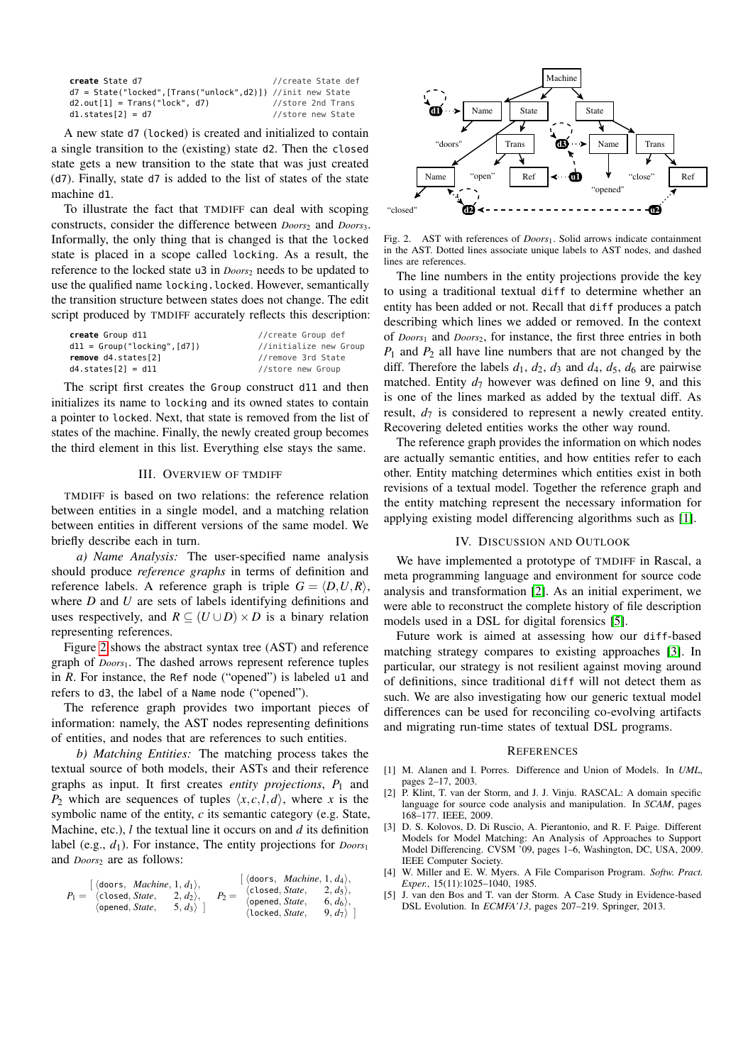```
create State d7                                      //create State def
d7 = State("locked",[Trans("unlock",d2)]) //init new State
d2.out[1] = Trans("lock", d7)               //store 2nd Trans
d1.states[2] = d7                                   //store new State
```

A new state d7 (locked) is created and initialized to contain a single transition to the (existing) state d2. Then the closed state gets a new transition to the state that was just created (d7). Finally, state d7 is added to the list of states of the state machine d1.

To illustrate the fact that TMDIFF can deal with scoping constructs, consider the difference between $Doors_2$ and $Doors_3$. Informally, the only thing that is changed is that the locked state is placed in a scope called locking. As a result, the reference to the locked state u3 in $Doors_2$ needs to be updated to use the qualified name locking.locked. However, semantically the transition structure between states does not change. The edit script produced by TMDIFF accurately reflects this description:

```
create Group d11                    //create Group def
d11 = Group("locking",[d7])         //initialize new Group
remove d4.states[2]                 //remove 3rd State
d4.states[2] = d11                  //store new Group
```

The script first creates the Group construct d11 and then initializes its name to locking and its owned states to contain a pointer to locked. Next, that state is removed from the list of states of the machine. Finally, the newly created group becomes the third element in this list. Everything else stays the same.

## III. Overview of TMDIFF

TMDIFF is based on two relations: the reference relation between entities in a single model, and a matching relation between entities in different versions of the same model. We briefly describe each in turn.

*a) Name Analysis:* The user-specified name analysis should produce *reference graphs* in terms of definition and reference labels. A reference graph is triple $G = \langle D, U, R \rangle$, where $D$ and $U$ are sets of labels identifying definitions and uses respectively, and $R \subseteq (U \cup D) \times D$ is a binary relation representing references.

Figure 2 shows the abstract syntax tree (AST) and reference graph of $Doors_1$. The dashed arrows represent reference tuples in $R$. For instance, the Ref node ("opened") is labeled u1 and refers to d3, the label of a Name node ("opened").

The reference graph provides two important pieces of information: namely, the AST nodes representing definitions of entities, and nodes that are references to such entities.

*b) Matching Entities:* The matching process takes the textual source of both models, their ASTs and their reference graphs as input. It first creates *entity projections*, $P_1$ and $P_2$ which are sequences of tuples $\langle x, c, l, d \rangle$, where $x$ is the symbolic name of the entity, $c$ its semantic category (e.g. State, Machine, etc.), $l$ the textual line it occurs on and $d$ its definition label (e.g., $d_1$). For instance, The entity projections for $Doors_1$ and $Doors_2$ are as follows:

$$P_1 = \begin{array}{l} [\ \langle \texttt{doors},\ \mathit{Machine}, 1, d_1 \rangle, \\ \ \ \langle \texttt{closed}, \mathit{State}, \ \ 2, d_2 \rangle, \\ \ \ \langle \texttt{opened}, \mathit{State}, \ \ 5, d_3 \rangle\ ] \end{array} \quad P_2 = \begin{array}{l} [\ \langle \texttt{doors},\ \mathit{Machine}, 1, d_4 \rangle, \\ \ \ \langle \texttt{closed}, \mathit{State}, \ \ 2, d_5 \rangle, \\ \ \ \langle \texttt{opened}, \mathit{State}, \ \ 6, d_6 \rangle, \\ \ \ \langle \texttt{locked}, \mathit{State}, \ \ 9, d_7 \rangle\ ] \end{array}$$

Machine
d1 Name State State
"doors" Trans d3 Name Trans
Name "open" Ref u1 "close" Ref
"opened"
"closed" d2 u2

Fig. 2. AST with references of $Doors_1$. Solid arrows indicate containment in the AST. Dotted lines associate unique labels to AST nodes, and dashed lines are references.

The line numbers in the entity projections provide the key to using a traditional textual diff to determine whether an entity has been added or not. Recall that diff produces a patch describing which lines we added or removed. In the context of $Doors_1$ and $Doors_2$, for instance, the first three entries in both $P_1$ and $P_2$ all have line numbers that are not changed by the diff. Therefore the labels $d_1$, $d_2$, $d_3$ and $d_4$, $d_5$, $d_6$ are pairwise matched. Entity $d_7$ however was defined on line 9, and this is one of the lines marked as added by the textual diff. As result, $d_7$ is considered to represent a newly created entity. Recovering deleted entities works the other way round.

The reference graph provides the information on which nodes are actually semantic entities, and how entities refer to each other. Entity matching determines which entities exist in both revisions of a textual model. Together the reference graph and the entity matching represent the necessary information for applying existing model differencing algorithms such as [1].

## IV. Discussion and Outlook

We have implemented a prototype of TMDIFF in Rascal, a meta programming language and environment for source code analysis and transformation [2]. As an initial experiment, we were able to reconstruct the complete history of file description models used in a DSL for digital forensics [5].

Future work is aimed at assessing how our diff-based matching strategy compares to existing approaches [3]. In particular, our strategy is not resilient against moving around of definitions, since traditional diff will not detect them as such. We are also investigating how our generic textual model differences can be used for reconciling co-evolving artifacts and migrating run-time states of textual DSL programs.

## References

[1] M. Alanen and I. Porres. Difference and Union of Models. In *UML*, pages 2–17, 2003.

[2] P. Klint, T. van der Storm, and J. J. Vinju. RASCAL: A domain specific language for source code analysis and manipulation. In *SCAM*, pages 168–177. IEEE, 2009.

[3] D. S. Kolovos, D. Di Ruscio, A. Pierantonio, and R. F. Paige. Different Models for Model Matching: An Analysis of Approaches to Support Model Differencing. CVSM '09, pages 1–6, Washington, DC, USA, 2009. IEEE Computer Society.

[4] W. Miller and E. W. Myers. A File Comparison Program. *Softw. Pract. Exper.*, 15(11):1025–1040, 1985.

[5] J. van den Bos and T. van der Storm. A Case Study in Evidence-based DSL Evolution. In *ECMFA'13*, pages 207–219. Springer, 2013.